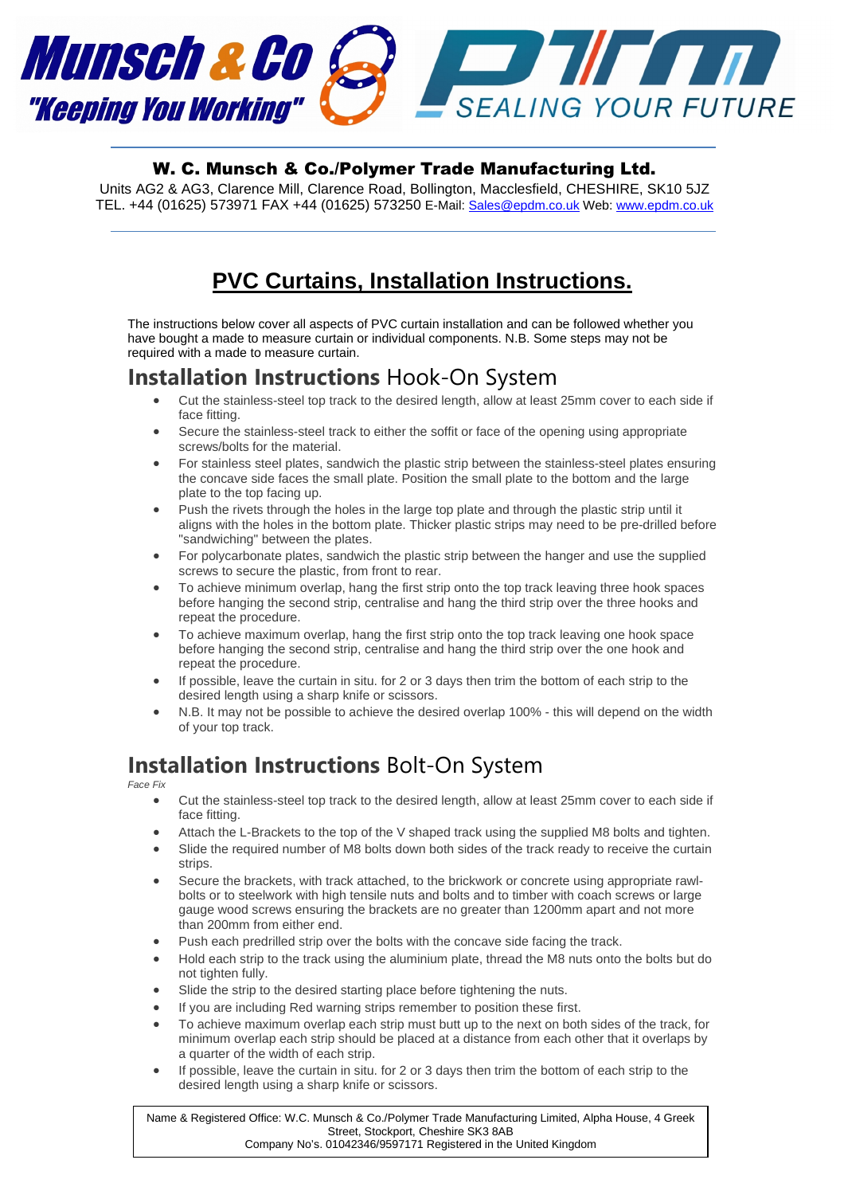Munsch & Co
"Keeping You Working"

PTM
SEALING YOUR FUTURE

**W. C. Munsch & Co./Polymer Trade Manufacturing Ltd.**

Units AG2 & AG3, Clarence Mill, Clarence Road, Bollington, Macclesfield, CHESHIRE, SK10 5JZ
TEL. +44 (01625) 573971 FAX +44 (01625) 573250 E-Mail: Sales@epdm.co.uk Web: www.epdm.co.uk

# PVC Curtains, Installation Instructions.

The instructions below cover all aspects of PVC curtain installation and can be followed whether you have bought a made to measure curtain or individual components. N.B. Some steps may not be required with a made to measure curtain.

## Installation Instructions Hook-On System

- Cut the stainless-steel top track to the desired length, allow at least 25mm cover to each side if face fitting.
- Secure the stainless-steel track to either the soffit or face of the opening using appropriate screws/bolts for the material.
- For stainless steel plates, sandwich the plastic strip between the stainless-steel plates ensuring the concave side faces the small plate. Position the small plate to the bottom and the large plate to the top facing up.
- Push the rivets through the holes in the large top plate and through the plastic strip until it aligns with the holes in the bottom plate. Thicker plastic strips may need to be pre-drilled before "sandwiching" between the plates.
- For polycarbonate plates, sandwich the plastic strip between the hanger and use the supplied screws to secure the plastic, from front to rear.
- To achieve minimum overlap, hang the first strip onto the top track leaving three hook spaces before hanging the second strip, centralise and hang the third strip over the three hooks and repeat the procedure.
- To achieve maximum overlap, hang the first strip onto the top track leaving one hook space before hanging the second strip, centralise and hang the third strip over the one hook and repeat the procedure.
- If possible, leave the curtain in situ. for 2 or 3 days then trim the bottom of each strip to the desired length using a sharp knife or scissors.
- N.B. It may not be possible to achieve the desired overlap 100% - this will depend on the width of your top track.

## Installation Instructions Bolt-On System

*Face Fix*

- Cut the stainless-steel top track to the desired length, allow at least 25mm cover to each side if face fitting.
- Attach the L-Brackets to the top of the V shaped track using the supplied M8 bolts and tighten.
- Slide the required number of M8 bolts down both sides of the track ready to receive the curtain strips.
- Secure the brackets, with track attached, to the brickwork or concrete using appropriate rawl-bolts or to steelwork with high tensile nuts and bolts and to timber with coach screws or large gauge wood screws ensuring the brackets are no greater than 1200mm apart and not more than 200mm from either end.
- Push each predrilled strip over the bolts with the concave side facing the track.
- Hold each strip to the track using the aluminium plate, thread the M8 nuts onto the bolts but do not tighten fully.
- Slide the strip to the desired starting place before tightening the nuts.
- If you are including Red warning strips remember to position these first.
- To achieve maximum overlap each strip must butt up to the next on both sides of the track, for minimum overlap each strip should be placed at a distance from each other that it overlaps by a quarter of the width of each strip.
- If possible, leave the curtain in situ. for 2 or 3 days then trim the bottom of each strip to the desired length using a sharp knife or scissors.

Name & Registered Office: W.C. Munsch & Co./Polymer Trade Manufacturing Limited, Alpha House, 4 Greek Street, Stockport, Cheshire SK3 8AB
Company No's. 01042346/9597171 Registered in the United Kingdom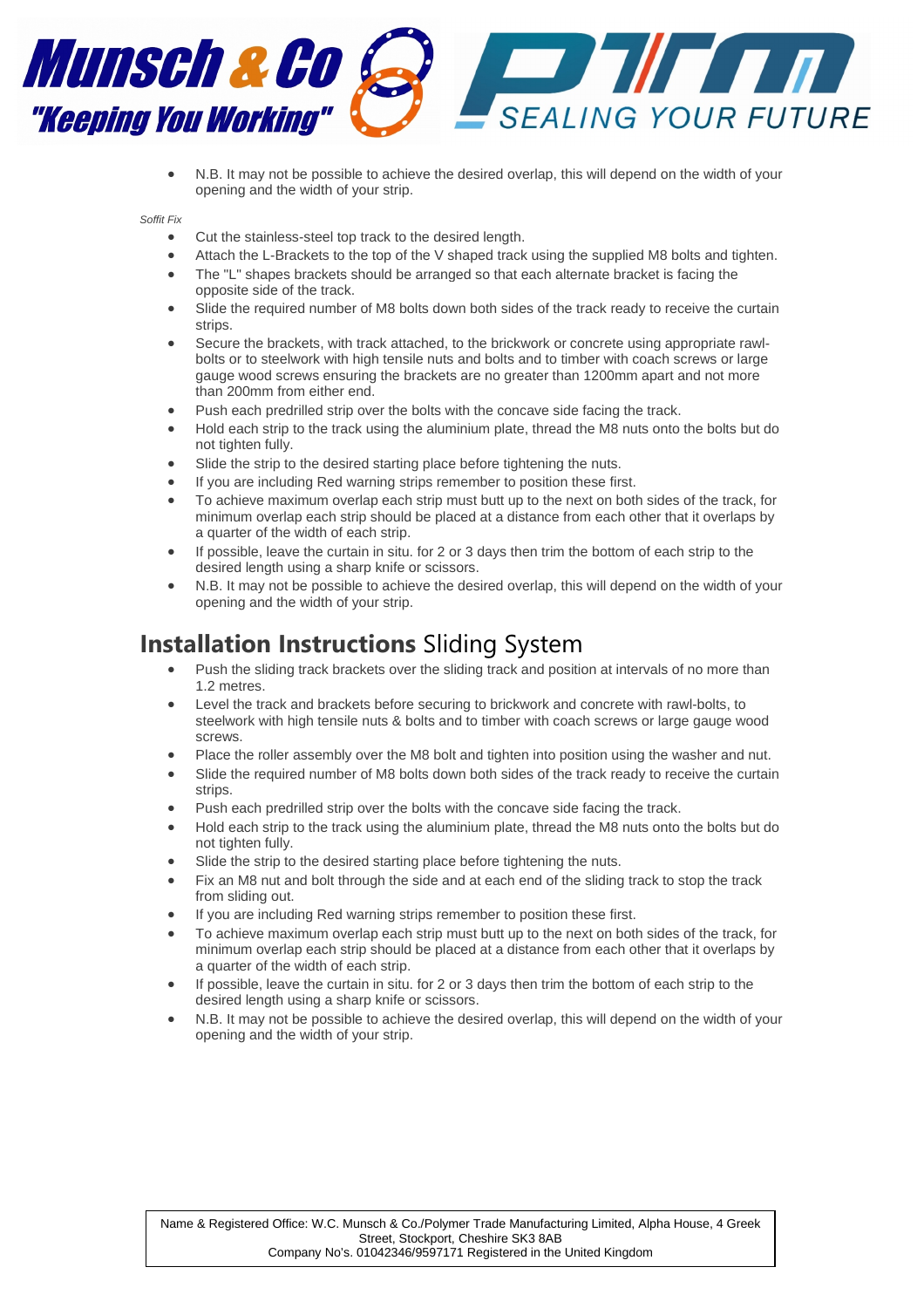- N.B. It may not be possible to achieve the desired overlap, this will depend on the width of your opening and the width of your strip.

*Soffit Fix*

- Cut the stainless-steel top track to the desired length.
- Attach the L-Brackets to the top of the V shaped track using the supplied M8 bolts and tighten.
- The "L" shapes brackets should be arranged so that each alternate bracket is facing the opposite side of the track.
- Slide the required number of M8 bolts down both sides of the track ready to receive the curtain strips.
- Secure the brackets, with track attached, to the brickwork or concrete using appropriate rawl-bolts or to steelwork with high tensile nuts and bolts and to timber with coach screws or large gauge wood screws ensuring the brackets are no greater than 1200mm apart and not more than 200mm from either end.
- Push each predrilled strip over the bolts with the concave side facing the track.
- Hold each strip to the track using the aluminium plate, thread the M8 nuts onto the bolts but do not tighten fully.
- Slide the strip to the desired starting place before tightening the nuts.
- If you are including Red warning strips remember to position these first.
- To achieve maximum overlap each strip must butt up to the next on both sides of the track, for minimum overlap each strip should be placed at a distance from each other that it overlaps by a quarter of the width of each strip.
- If possible, leave the curtain in situ. for 2 or 3 days then trim the bottom of each strip to the desired length using a sharp knife or scissors.
- N.B. It may not be possible to achieve the desired overlap, this will depend on the width of your opening and the width of your strip.

## **Installation Instructions** Sliding System

- Push the sliding track brackets over the sliding track and position at intervals of no more than 1.2 metres.
- Level the track and brackets before securing to brickwork and concrete with rawl-bolts, to steelwork with high tensile nuts & bolts and to timber with coach screws or large gauge wood screws.
- Place the roller assembly over the M8 bolt and tighten into position using the washer and nut.
- Slide the required number of M8 bolts down both sides of the track ready to receive the curtain strips.
- Push each predrilled strip over the bolts with the concave side facing the track.
- Hold each strip to the track using the aluminium plate, thread the M8 nuts onto the bolts but do not tighten fully.
- Slide the strip to the desired starting place before tightening the nuts.
- Fix an M8 nut and bolt through the side and at each end of the sliding track to stop the track from sliding out.
- If you are including Red warning strips remember to position these first.
- To achieve maximum overlap each strip must butt up to the next on both sides of the track, for minimum overlap each strip should be placed at a distance from each other that it overlaps by a quarter of the width of each strip.
- If possible, leave the curtain in situ. for 2 or 3 days then trim the bottom of each strip to the desired length using a sharp knife or scissors.
- N.B. It may not be possible to achieve the desired overlap, this will depend on the width of your opening and the width of your strip.